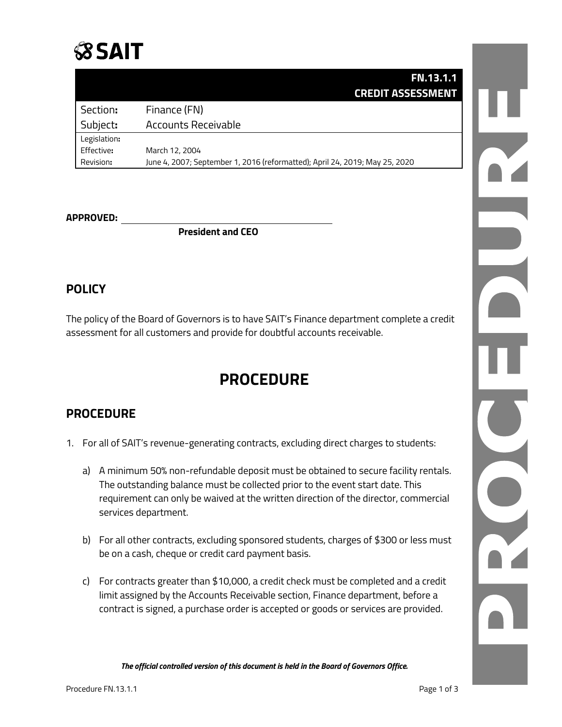SAIT

| | FN.13.1.1 CREDIT ASSESSMENT |
|---|---|
| Section: | Finance (FN) |
| Subject: | Accounts Receivable |
| Legislation: | |
| Effective: | March 12, 2004 |
| Revision: | June 4, 2007; September 1, 2016 (reformatted); April 24, 2019; May 25, 2020 |

**APPROVED:** ______________________________

**President and CEO**

## POLICY

The policy of the Board of Governors is to have SAIT's Finance department complete a credit assessment for all customers and provide for doubtful accounts receivable.

# PROCEDURE

## PROCEDURE

1. For all of SAIT's revenue-generating contracts, excluding direct charges to students:

   a) A minimum 50% non-refundable deposit must be obtained to secure facility rentals. The outstanding balance must be collected prior to the event start date. This requirement can only be waived at the written direction of the director, commercial services department.

   b) For all other contracts, excluding sponsored students, charges of $300 or less must be on a cash, cheque or credit card payment basis.

   c) For contracts greater than $10,000, a credit check must be completed and a credit limit assigned by the Accounts Receivable section, Finance department, before a contract is signed, a purchase order is accepted or goods or services are provided.

*The official controlled version of this document is held in the Board of Governors Office.*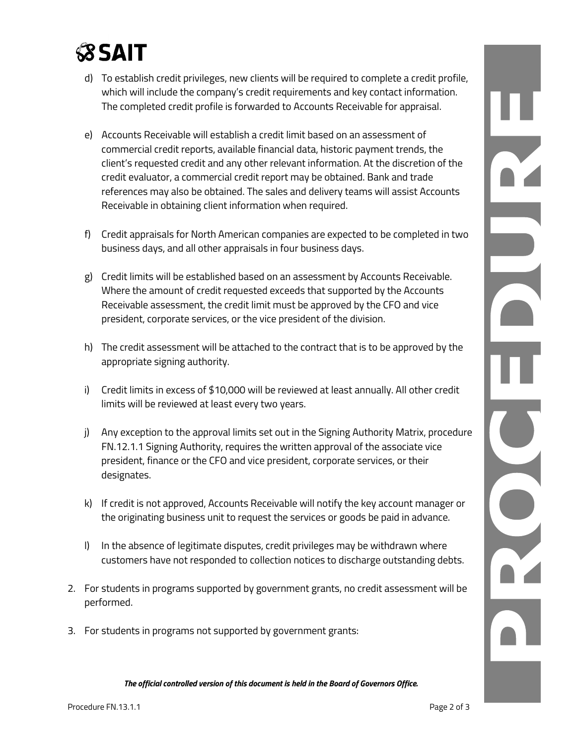d) To establish credit privileges, new clients will be required to complete a credit profile, which will include the company's credit requirements and key contact information. The completed credit profile is forwarded to Accounts Receivable for appraisal.

e) Accounts Receivable will establish a credit limit based on an assessment of commercial credit reports, available financial data, historic payment trends, the client's requested credit and any other relevant information. At the discretion of the credit evaluator, a commercial credit report may be obtained. Bank and trade references may also be obtained. The sales and delivery teams will assist Accounts Receivable in obtaining client information when required.

f) Credit appraisals for North American companies are expected to be completed in two business days, and all other appraisals in four business days.

g) Credit limits will be established based on an assessment by Accounts Receivable. Where the amount of credit requested exceeds that supported by the Accounts Receivable assessment, the credit limit must be approved by the CFO and vice president, corporate services, or the vice president of the division.

h) The credit assessment will be attached to the contract that is to be approved by the appropriate signing authority.

i) Credit limits in excess of $10,000 will be reviewed at least annually. All other credit limits will be reviewed at least every two years.

j) Any exception to the approval limits set out in the Signing Authority Matrix, procedure FN.12.1.1 Signing Authority, requires the written approval of the associate vice president, finance or the CFO and vice president, corporate services, or their designates.

k) If credit is not approved, Accounts Receivable will notify the key account manager or the originating business unit to request the services or goods be paid in advance.

l) In the absence of legitimate disputes, credit privileges may be withdrawn where customers have not responded to collection notices to discharge outstanding debts.

2. For students in programs supported by government grants, no credit assessment will be performed.

3. For students in programs not supported by government grants: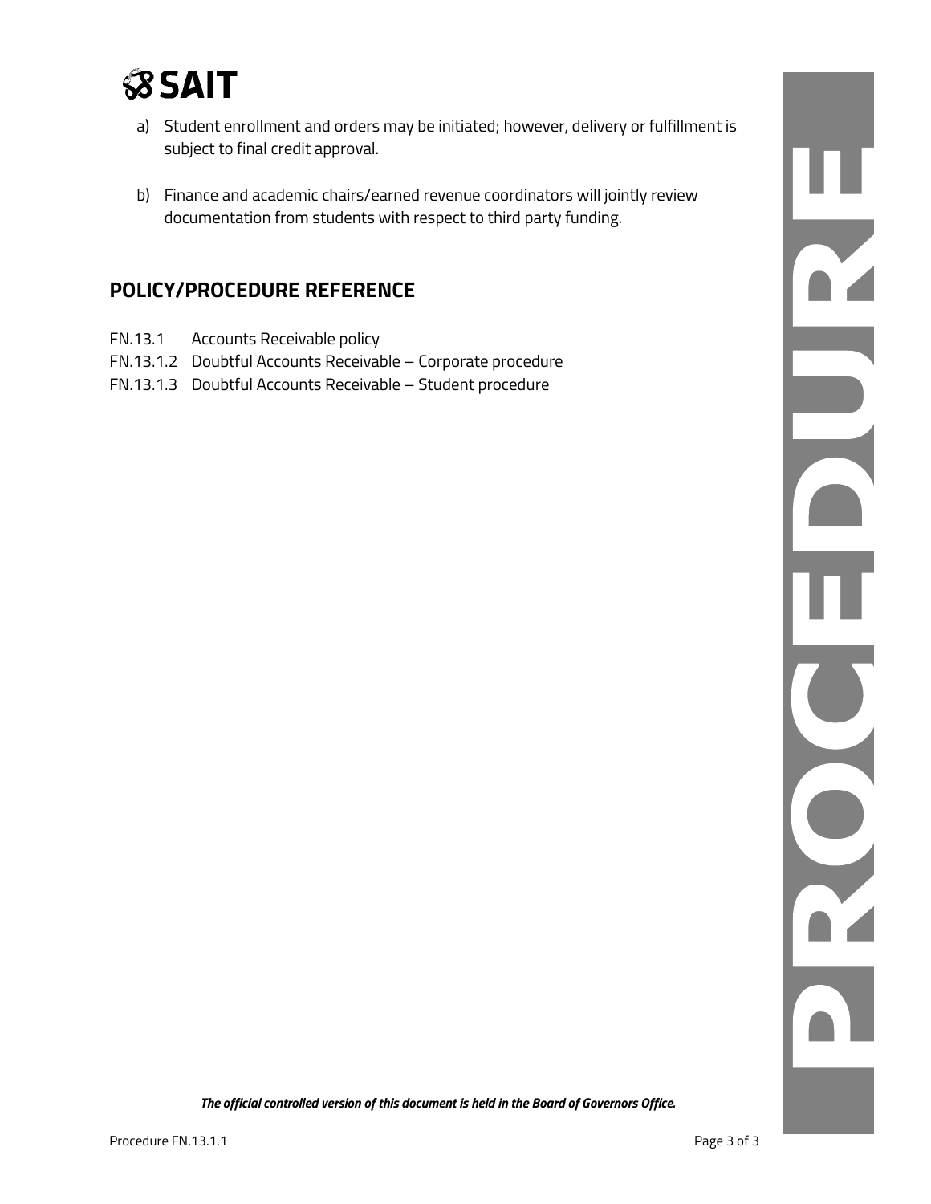a) Student enrollment and orders may be initiated; however, delivery or fulfillment is subject to final credit approval.

b) Finance and academic chairs/earned revenue coordinators will jointly review documentation from students with respect to third party funding.

## POLICY/PROCEDURE REFERENCE

FN.13.1 Accounts Receivable policy
FN.13.1.2 Doubtful Accounts Receivable – Corporate procedure
FN.13.1.3 Doubtful Accounts Receivable – Student procedure

***The official controlled version of this document is held in the Board of Governors Office.***